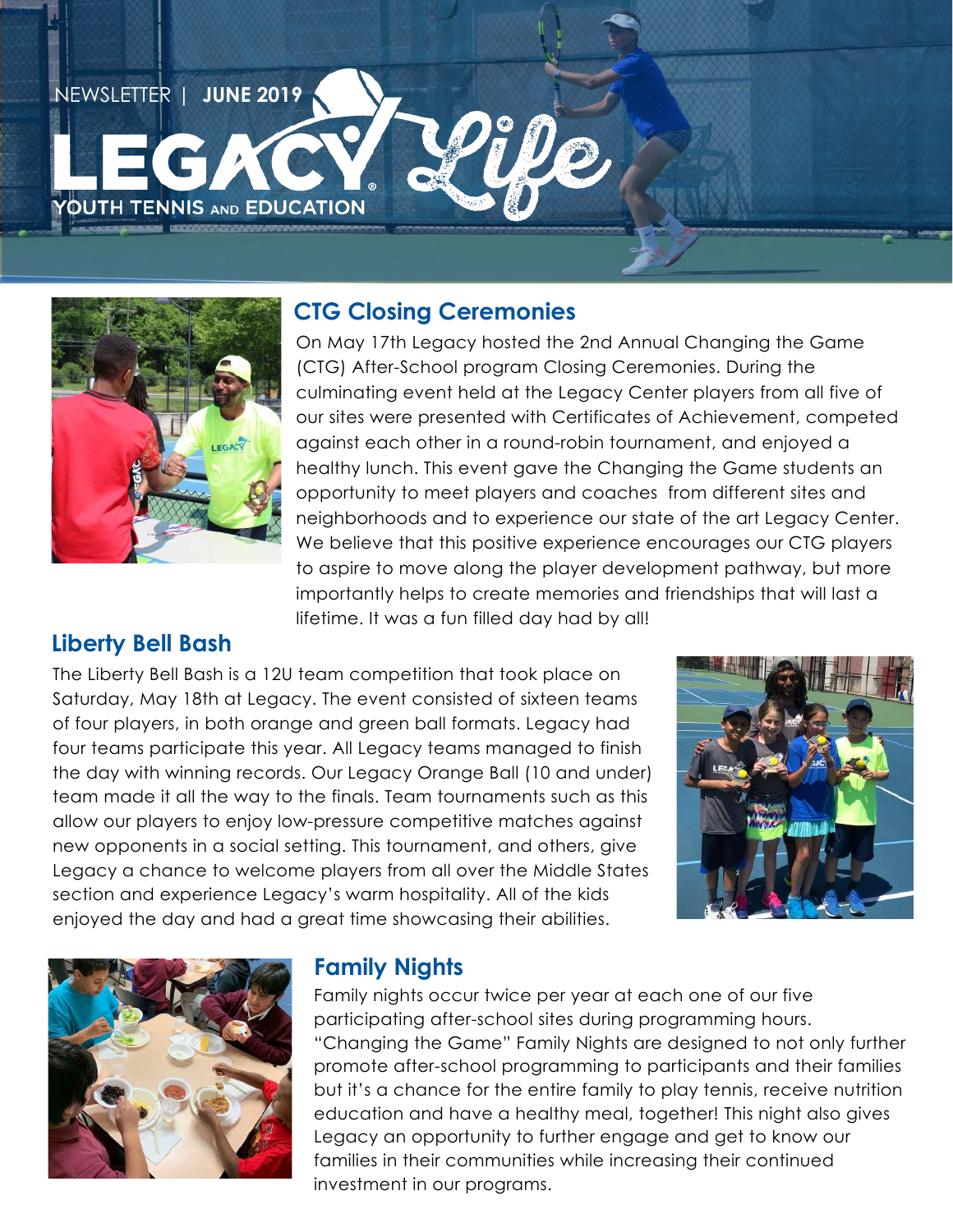NEWSLETTER | **JUNE 2019**

# LEGACY Life

YOUTH TENNIS AND EDUCATION

## CTG Closing Ceremonies

On May 17th Legacy hosted the 2nd Annual Changing the Game (CTG) After-School program Closing Ceremonies. During the culminating event held at the Legacy Center players from all five of our sites were presented with Certificates of Achievement, competed against each other in a round-robin tournament, and enjoyed a healthy lunch. This event gave the Changing the Game students an opportunity to meet players and coaches from different sites and neighborhoods and to experience our state of the art Legacy Center. We believe that this positive experience encourages our CTG players to aspire to move along the player development pathway, but more importantly helps to create memories and friendships that will last a lifetime. It was a fun filled day had by all!

## Liberty Bell Bash

The Liberty Bell Bash is a 12U team competition that took place on Saturday, May 18th at Legacy. The event consisted of sixteen teams of four players, in both orange and green ball formats. Legacy had four teams participate this year. All Legacy teams managed to finish the day with winning records. Our Legacy Orange Ball (10 and under) team made it all the way to the finals. Team tournaments such as this allow our players to enjoy low-pressure competitive matches against new opponents in a social setting. This tournament, and others, give Legacy a chance to welcome players from all over the Middle States section and experience Legacy's warm hospitality. All of the kids enjoyed the day and had a great time showcasing their abilities.

## Family Nights

Family nights occur twice per year at each one of our five participating after-school sites during programming hours. "Changing the Game" Family Nights are designed to not only further promote after-school programming to participants and their families but it's a chance for the entire family to play tennis, receive nutrition education and have a healthy meal, together! This night also gives Legacy an opportunity to further engage and get to know our families in their communities while increasing their continued investment in our programs.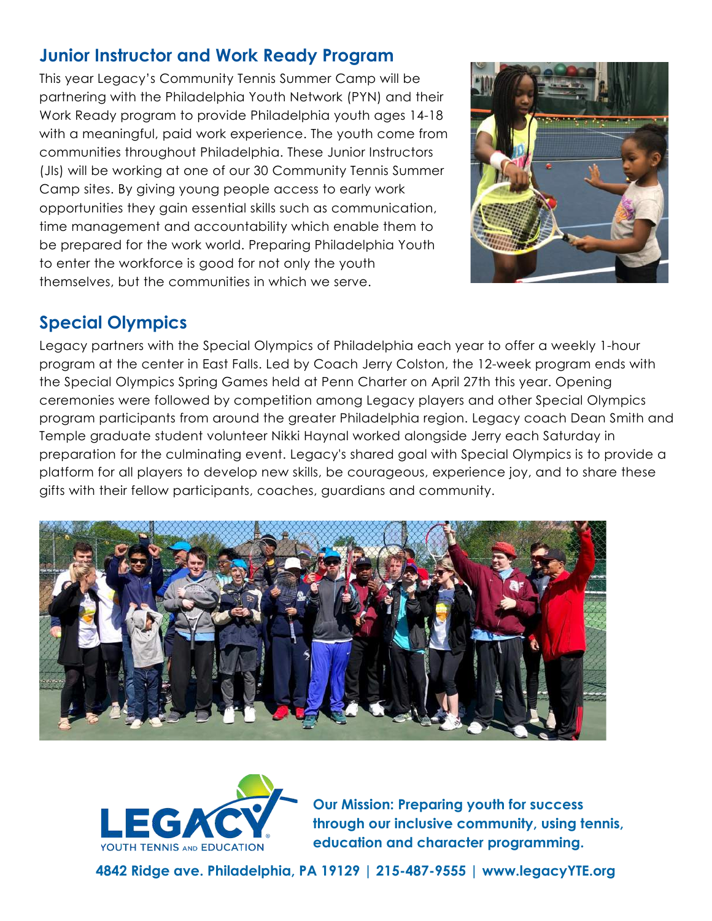## Junior Instructor and Work Ready Program

This year Legacy's Community Tennis Summer Camp will be partnering with the Philadelphia Youth Network (PYN) and their Work Ready program to provide Philadelphia youth ages 14-18 with a meaningful, paid work experience. The youth come from communities throughout Philadelphia. These Junior Instructors (JIs) will be working at one of our 30 Community Tennis Summer Camp sites. By giving young people access to early work opportunities they gain essential skills such as communication, time management and accountability which enable them to be prepared for the work world. Preparing Philadelphia Youth to enter the workforce is good for not only the youth themselves, but the communities in which we serve.

## Special Olympics

Legacy partners with the Special Olympics of Philadelphia each year to offer a weekly 1-hour program at the center in East Falls. Led by Coach Jerry Colston, the 12-week program ends with the Special Olympics Spring Games held at Penn Charter on April 27th this year. Opening ceremonies were followed by competition among Legacy players and other Special Olympics program participants from around the greater Philadelphia region. Legacy coach Dean Smith and Temple graduate student volunteer Nikki Haynal worked alongside Jerry each Saturday in preparation for the culminating event. Legacy's shared goal with Special Olympics is to provide a platform for all players to develop new skills, be courageous, experience joy, and to share these gifts with their fellow participants, coaches, guardians and community.

LEGACY YOUTH TENNIS AND EDUCATION

**Our Mission: Preparing youth for success through our inclusive community, using tennis, education and character programming.**

**4842 Ridge ave. Philadelphia, PA 19129 | 215-487-9555 | www.legacyYTE.org**